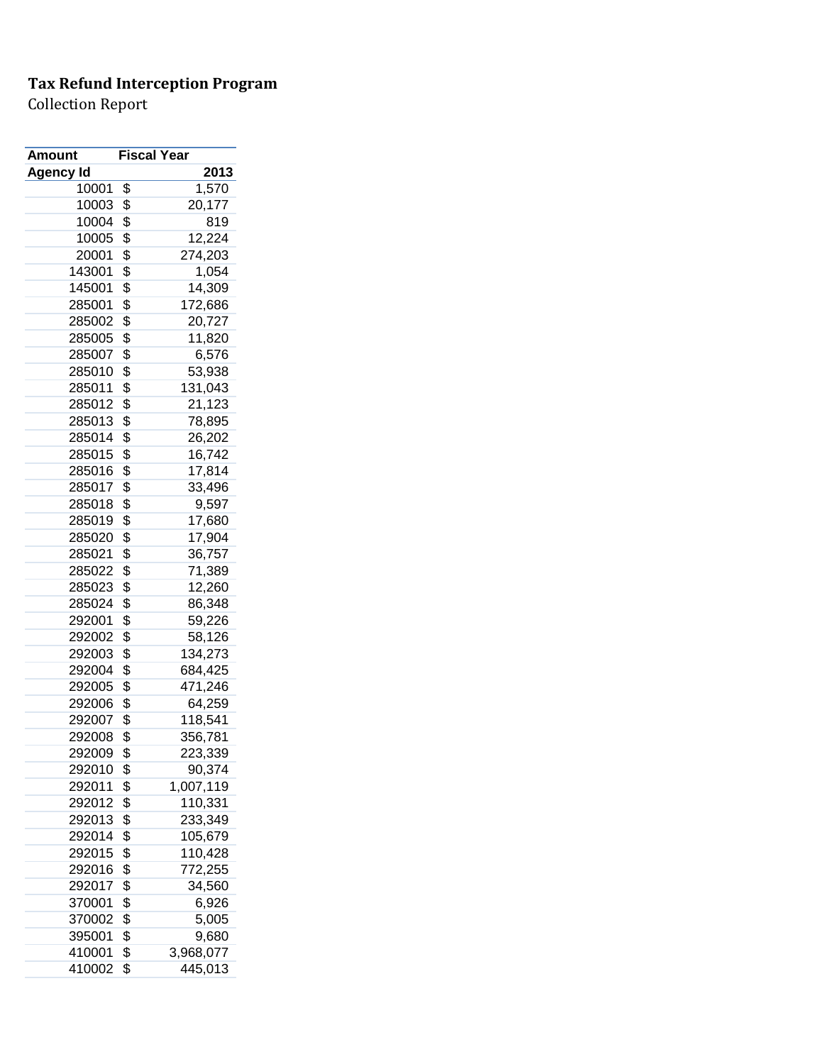**Tax Refund Interception Program**

Collection Report

| Amount | Fiscal Year |
|---|---|
| Agency Id | 2013 |
| 10001 | $ 1,570 |
| 10003 | $ 20,177 |
| 10004 | $ 819 |
| 10005 | $ 12,224 |
| 20001 | $ 274,203 |
| 143001 | $ 1,054 |
| 145001 | $ 14,309 |
| 285001 | $ 172,686 |
| 285002 | $ 20,727 |
| 285005 | $ 11,820 |
| 285007 | $ 6,576 |
| 285010 | $ 53,938 |
| 285011 | $ 131,043 |
| 285012 | $ 21,123 |
| 285013 | $ 78,895 |
| 285014 | $ 26,202 |
| 285015 | $ 16,742 |
| 285016 | $ 17,814 |
| 285017 | $ 33,496 |
| 285018 | $ 9,597 |
| 285019 | $ 17,680 |
| 285020 | $ 17,904 |
| 285021 | $ 36,757 |
| 285022 | $ 71,389 |
| 285023 | $ 12,260 |
| 285024 | $ 86,348 |
| 292001 | $ 59,226 |
| 292002 | $ 58,126 |
| 292003 | $ 134,273 |
| 292004 | $ 684,425 |
| 292005 | $ 471,246 |
| 292006 | $ 64,259 |
| 292007 | $ 118,541 |
| 292008 | $ 356,781 |
| 292009 | $ 223,339 |
| 292010 | $ 90,374 |
| 292011 | $ 1,007,119 |
| 292012 | $ 110,331 |
| 292013 | $ 233,349 |
| 292014 | $ 105,679 |
| 292015 | $ 110,428 |
| 292016 | $ 772,255 |
| 292017 | $ 34,560 |
| 370001 | $ 6,926 |
| 370002 | $ 5,005 |
| 395001 | $ 9,680 |
| 410001 | $ 3,968,077 |
| 410002 | $ 445,013 |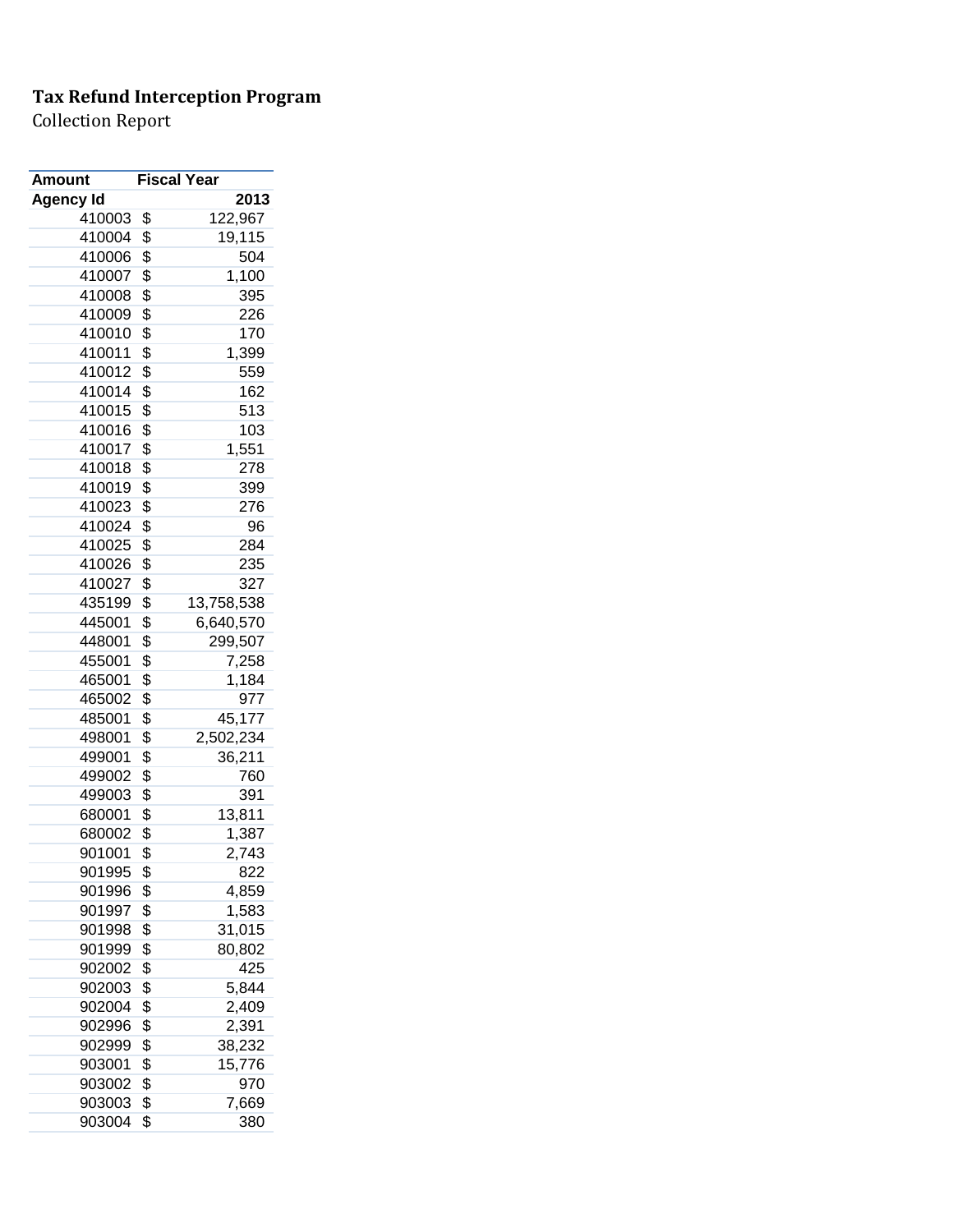**Tax Refund Interception Program**

Collection Report

| Amount | Fiscal Year |
|---|---|
| **Agency Id** | **2013** |
| 410003 | $ 122,967 |
| 410004 | $ 19,115 |
| 410006 | $ 504 |
| 410007 | $ 1,100 |
| 410008 | $ 395 |
| 410009 | $ 226 |
| 410010 | $ 170 |
| 410011 | $ 1,399 |
| 410012 | $ 559 |
| 410014 | $ 162 |
| 410015 | $ 513 |
| 410016 | $ 103 |
| 410017 | $ 1,551 |
| 410018 | $ 278 |
| 410019 | $ 399 |
| 410023 | $ 276 |
| 410024 | $ 96 |
| 410025 | $ 284 |
| 410026 | $ 235 |
| 410027 | $ 327 |
| 435199 | $ 13,758,538 |
| 445001 | $ 6,640,570 |
| 448001 | $ 299,507 |
| 455001 | $ 7,258 |
| 465001 | $ 1,184 |
| 465002 | $ 977 |
| 485001 | $ 45,177 |
| 498001 | $ 2,502,234 |
| 499001 | $ 36,211 |
| 499002 | $ 760 |
| 499003 | $ 391 |
| 680001 | $ 13,811 |
| 680002 | $ 1,387 |
| 901001 | $ 2,743 |
| 901995 | $ 822 |
| 901996 | $ 4,859 |
| 901997 | $ 1,583 |
| 901998 | $ 31,015 |
| 901999 | $ 80,802 |
| 902002 | $ 425 |
| 902003 | $ 5,844 |
| 902004 | $ 2,409 |
| 902996 | $ 2,391 |
| 902999 | $ 38,232 |
| 903001 | $ 15,776 |
| 903002 | $ 970 |
| 903003 | $ 7,669 |
| 903004 | $ 380 |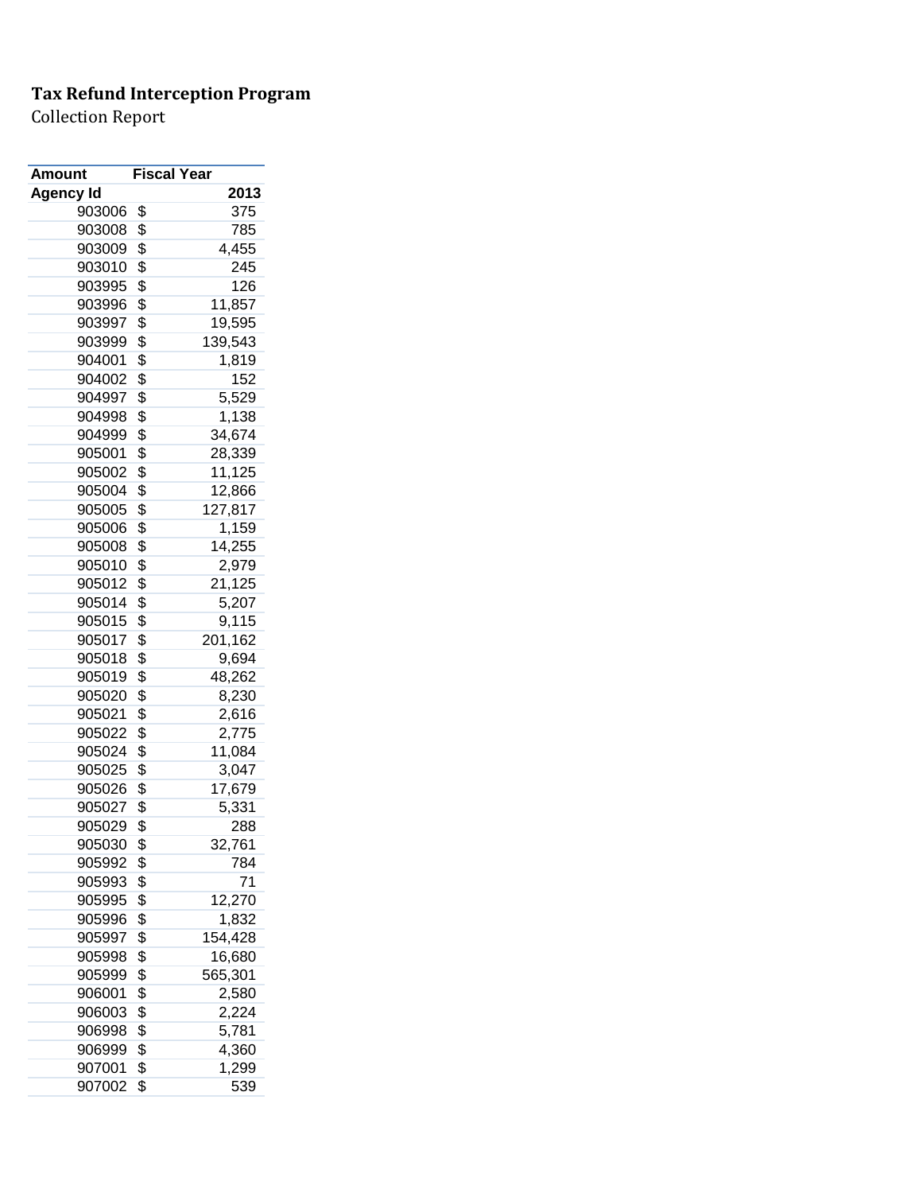**Tax Refund Interception Program**

Collection Report

| Amount | Fiscal Year |
|---|---|
| Agency Id | 2013 |
| 903006 | $ 375 |
| 903008 | $ 785 |
| 903009 | $ 4,455 |
| 903010 | $ 245 |
| 903995 | $ 126 |
| 903996 | $ 11,857 |
| 903997 | $ 19,595 |
| 903999 | $ 139,543 |
| 904001 | $ 1,819 |
| 904002 | $ 152 |
| 904997 | $ 5,529 |
| 904998 | $ 1,138 |
| 904999 | $ 34,674 |
| 905001 | $ 28,339 |
| 905002 | $ 11,125 |
| 905004 | $ 12,866 |
| 905005 | $ 127,817 |
| 905006 | $ 1,159 |
| 905008 | $ 14,255 |
| 905010 | $ 2,979 |
| 905012 | $ 21,125 |
| 905014 | $ 5,207 |
| 905015 | $ 9,115 |
| 905017 | $ 201,162 |
| 905018 | $ 9,694 |
| 905019 | $ 48,262 |
| 905020 | $ 8,230 |
| 905021 | $ 2,616 |
| 905022 | $ 2,775 |
| 905024 | $ 11,084 |
| 905025 | $ 3,047 |
| 905026 | $ 17,679 |
| 905027 | $ 5,331 |
| 905029 | $ 288 |
| 905030 | $ 32,761 |
| 905992 | $ 784 |
| 905993 | $ 71 |
| 905995 | $ 12,270 |
| 905996 | $ 1,832 |
| 905997 | $ 154,428 |
| 905998 | $ 16,680 |
| 905999 | $ 565,301 |
| 906001 | $ 2,580 |
| 906003 | $ 2,224 |
| 906998 | $ 5,781 |
| 906999 | $ 4,360 |
| 907001 | $ 1,299 |
| 907002 | $ 539 |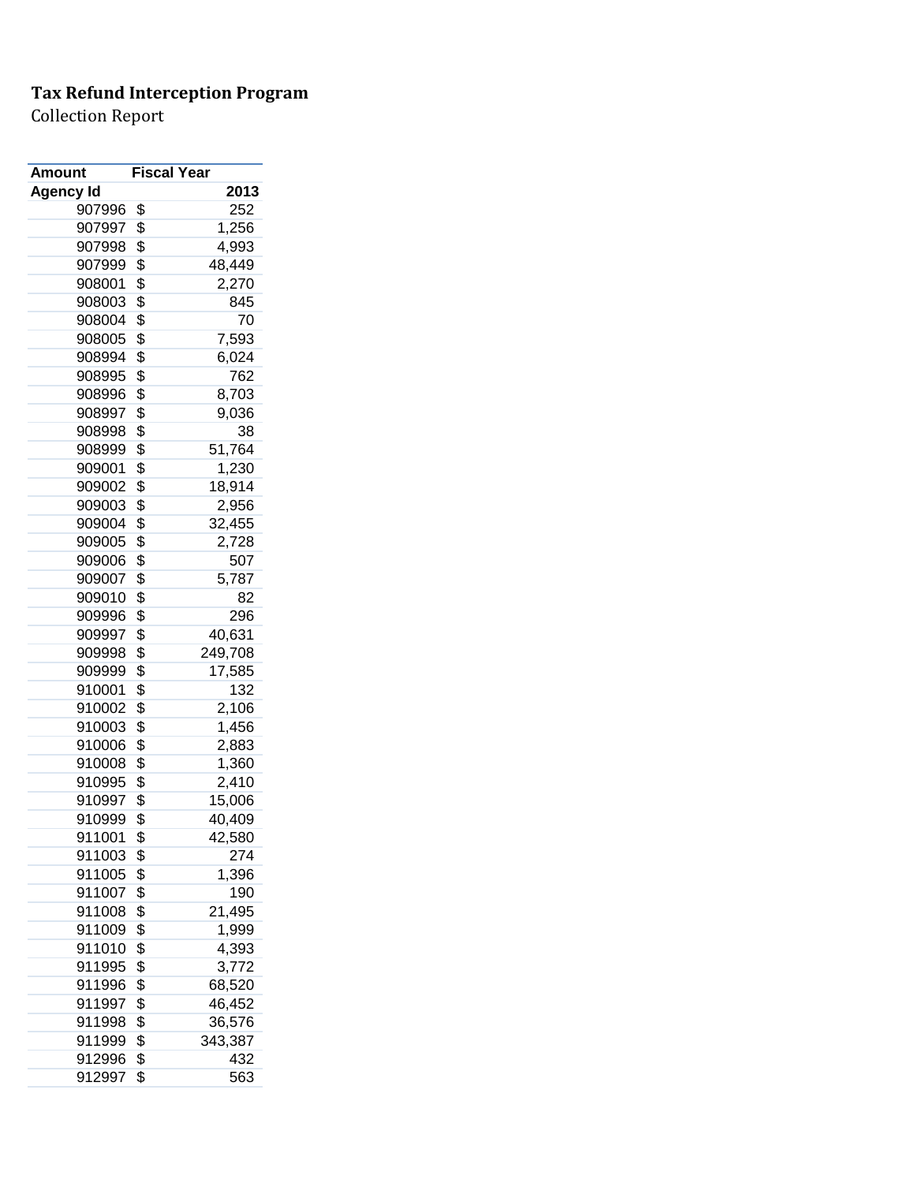**Tax Refund Interception Program**

Collection Report

| Amount | Fiscal Year |
|---|---|
| Agency Id | 2013 |
| 907996 | $ 252 |
| 907997 | $ 1,256 |
| 907998 | $ 4,993 |
| 907999 | $ 48,449 |
| 908001 | $ 2,270 |
| 908003 | $ 845 |
| 908004 | $ 70 |
| 908005 | $ 7,593 |
| 908994 | $ 6,024 |
| 908995 | $ 762 |
| 908996 | $ 8,703 |
| 908997 | $ 9,036 |
| 908998 | $ 38 |
| 908999 | $ 51,764 |
| 909001 | $ 1,230 |
| 909002 | $ 18,914 |
| 909003 | $ 2,956 |
| 909004 | $ 32,455 |
| 909005 | $ 2,728 |
| 909006 | $ 507 |
| 909007 | $ 5,787 |
| 909010 | $ 82 |
| 909996 | $ 296 |
| 909997 | $ 40,631 |
| 909998 | $ 249,708 |
| 909999 | $ 17,585 |
| 910001 | $ 132 |
| 910002 | $ 2,106 |
| 910003 | $ 1,456 |
| 910006 | $ 2,883 |
| 910008 | $ 1,360 |
| 910995 | $ 2,410 |
| 910997 | $ 15,006 |
| 910999 | $ 40,409 |
| 911001 | $ 42,580 |
| 911003 | $ 274 |
| 911005 | $ 1,396 |
| 911007 | $ 190 |
| 911008 | $ 21,495 |
| 911009 | $ 1,999 |
| 911010 | $ 4,393 |
| 911995 | $ 3,772 |
| 911996 | $ 68,520 |
| 911997 | $ 46,452 |
| 911998 | $ 36,576 |
| 911999 | $ 343,387 |
| 912996 | $ 432 |
| 912997 | $ 563 |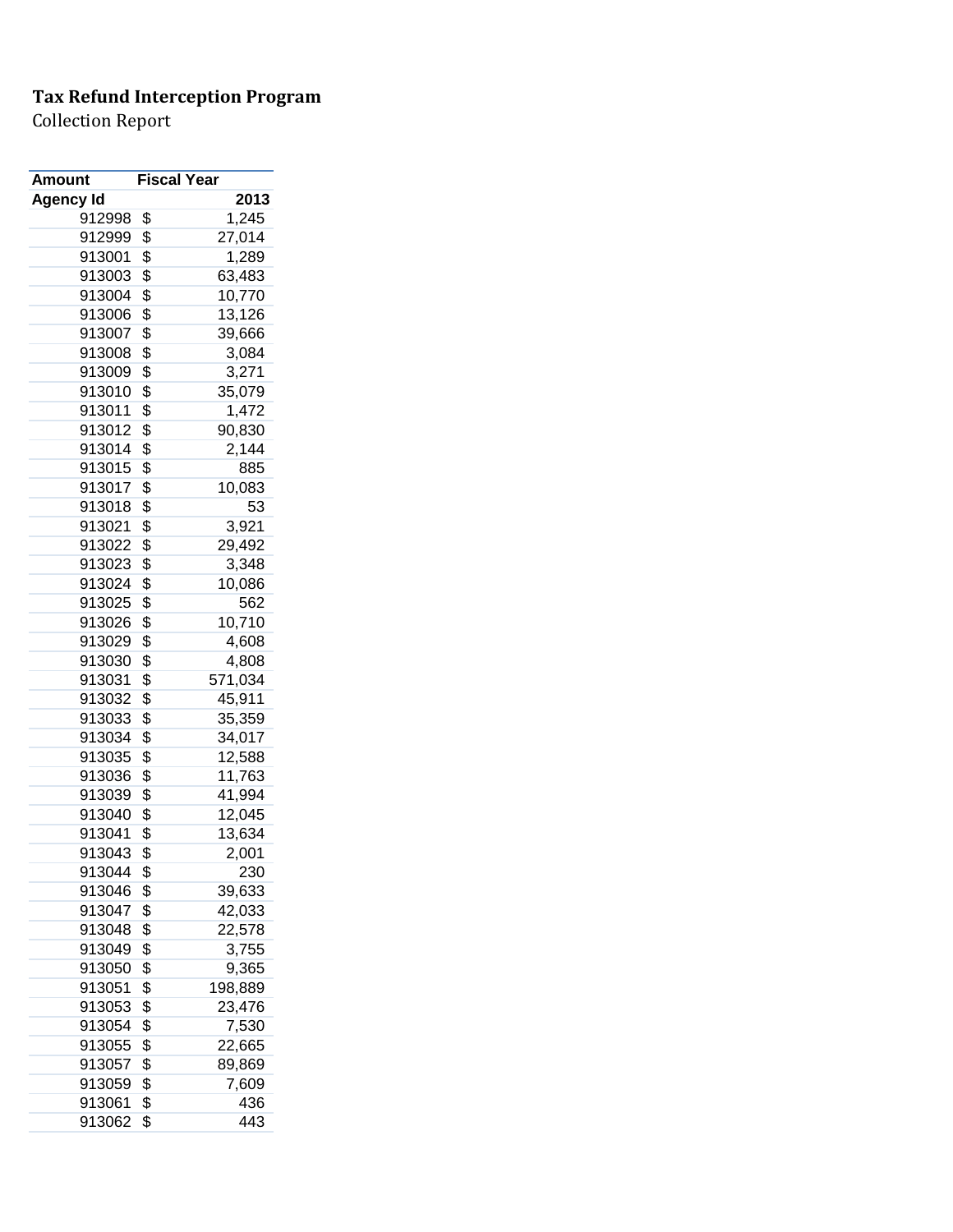**Tax Refund Interception Program**
Collection Report

| Amount | Fiscal Year |
| --- | --- |
| Agency Id | 2013 |
| 912998 | $ 1,245 |
| 912999 | $ 27,014 |
| 913001 | $ 1,289 |
| 913003 | $ 63,483 |
| 913004 | $ 10,770 |
| 913006 | $ 13,126 |
| 913007 | $ 39,666 |
| 913008 | $ 3,084 |
| 913009 | $ 3,271 |
| 913010 | $ 35,079 |
| 913011 | $ 1,472 |
| 913012 | $ 90,830 |
| 913014 | $ 2,144 |
| 913015 | $ 885 |
| 913017 | $ 10,083 |
| 913018 | $ 53 |
| 913021 | $ 3,921 |
| 913022 | $ 29,492 |
| 913023 | $ 3,348 |
| 913024 | $ 10,086 |
| 913025 | $ 562 |
| 913026 | $ 10,710 |
| 913029 | $ 4,608 |
| 913030 | $ 4,808 |
| 913031 | $ 571,034 |
| 913032 | $ 45,911 |
| 913033 | $ 35,359 |
| 913034 | $ 34,017 |
| 913035 | $ 12,588 |
| 913036 | $ 11,763 |
| 913039 | $ 41,994 |
| 913040 | $ 12,045 |
| 913041 | $ 13,634 |
| 913043 | $ 2,001 |
| 913044 | $ 230 |
| 913046 | $ 39,633 |
| 913047 | $ 42,033 |
| 913048 | $ 22,578 |
| 913049 | $ 3,755 |
| 913050 | $ 9,365 |
| 913051 | $ 198,889 |
| 913053 | $ 23,476 |
| 913054 | $ 7,530 |
| 913055 | $ 22,665 |
| 913057 | $ 89,869 |
| 913059 | $ 7,609 |
| 913061 | $ 436 |
| 913062 | $ 443 |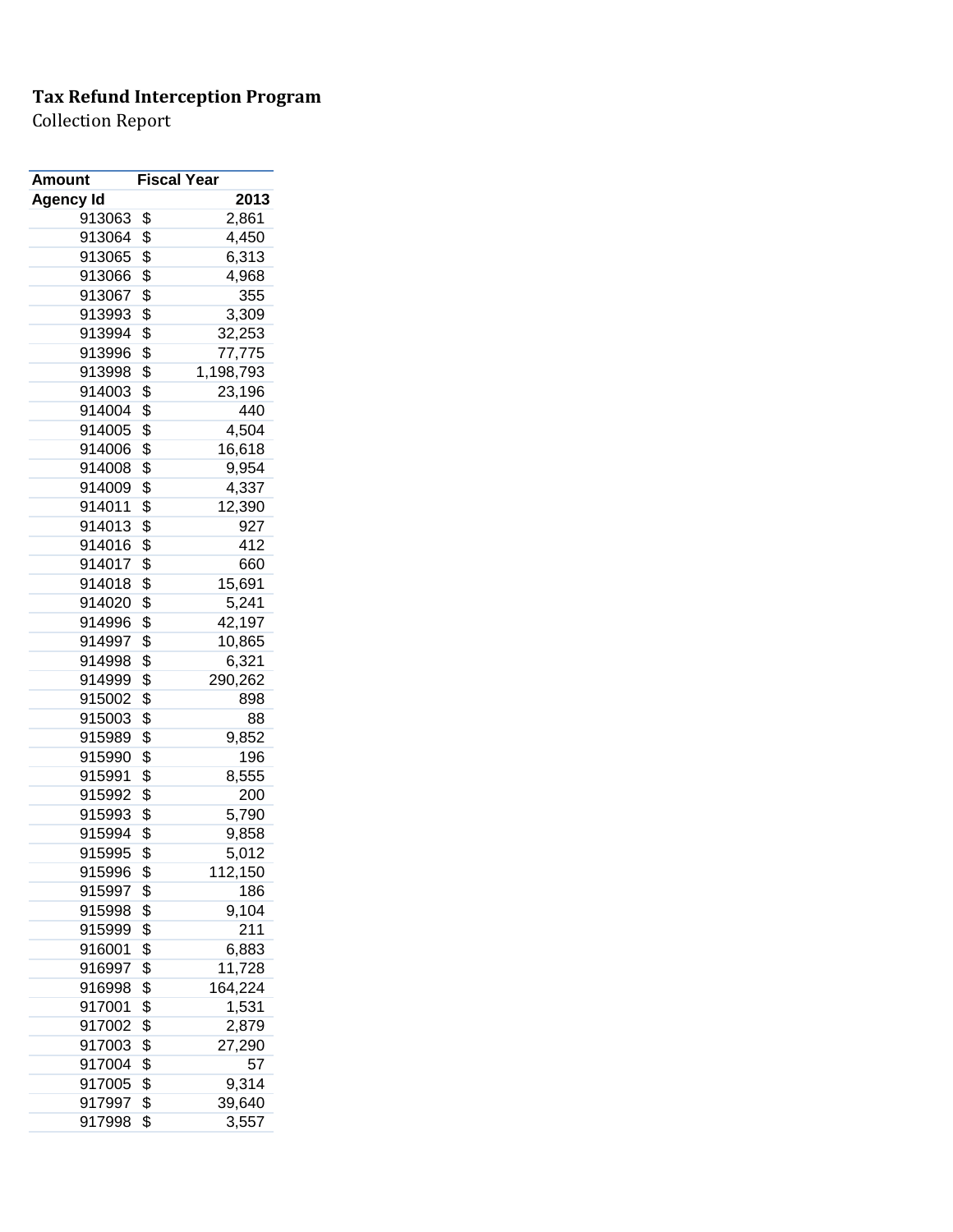**Tax Refund Interception Program**

Collection Report

| Amount | Fiscal Year |
|---|---|
| **Agency Id** | **2013** |
| 913063 | $ 2,861 |
| 913064 | $ 4,450 |
| 913065 | $ 6,313 |
| 913066 | $ 4,968 |
| 913067 | $ 355 |
| 913993 | $ 3,309 |
| 913994 | $ 32,253 |
| 913996 | $ 77,775 |
| 913998 | $ 1,198,793 |
| 914003 | $ 23,196 |
| 914004 | $ 440 |
| 914005 | $ 4,504 |
| 914006 | $ 16,618 |
| 914008 | $ 9,954 |
| 914009 | $ 4,337 |
| 914011 | $ 12,390 |
| 914013 | $ 927 |
| 914016 | $ 412 |
| 914017 | $ 660 |
| 914018 | $ 15,691 |
| 914020 | $ 5,241 |
| 914996 | $ 42,197 |
| 914997 | $ 10,865 |
| 914998 | $ 6,321 |
| 914999 | $ 290,262 |
| 915002 | $ 898 |
| 915003 | $ 88 |
| 915989 | $ 9,852 |
| 915990 | $ 196 |
| 915991 | $ 8,555 |
| 915992 | $ 200 |
| 915993 | $ 5,790 |
| 915994 | $ 9,858 |
| 915995 | $ 5,012 |
| 915996 | $ 112,150 |
| 915997 | $ 186 |
| 915998 | $ 9,104 |
| 915999 | $ 211 |
| 916001 | $ 6,883 |
| 916997 | $ 11,728 |
| 916998 | $ 164,224 |
| 917001 | $ 1,531 |
| 917002 | $ 2,879 |
| 917003 | $ 27,290 |
| 917004 | $ 57 |
| 917005 | $ 9,314 |
| 917997 | $ 39,640 |
| 917998 | $ 3,557 |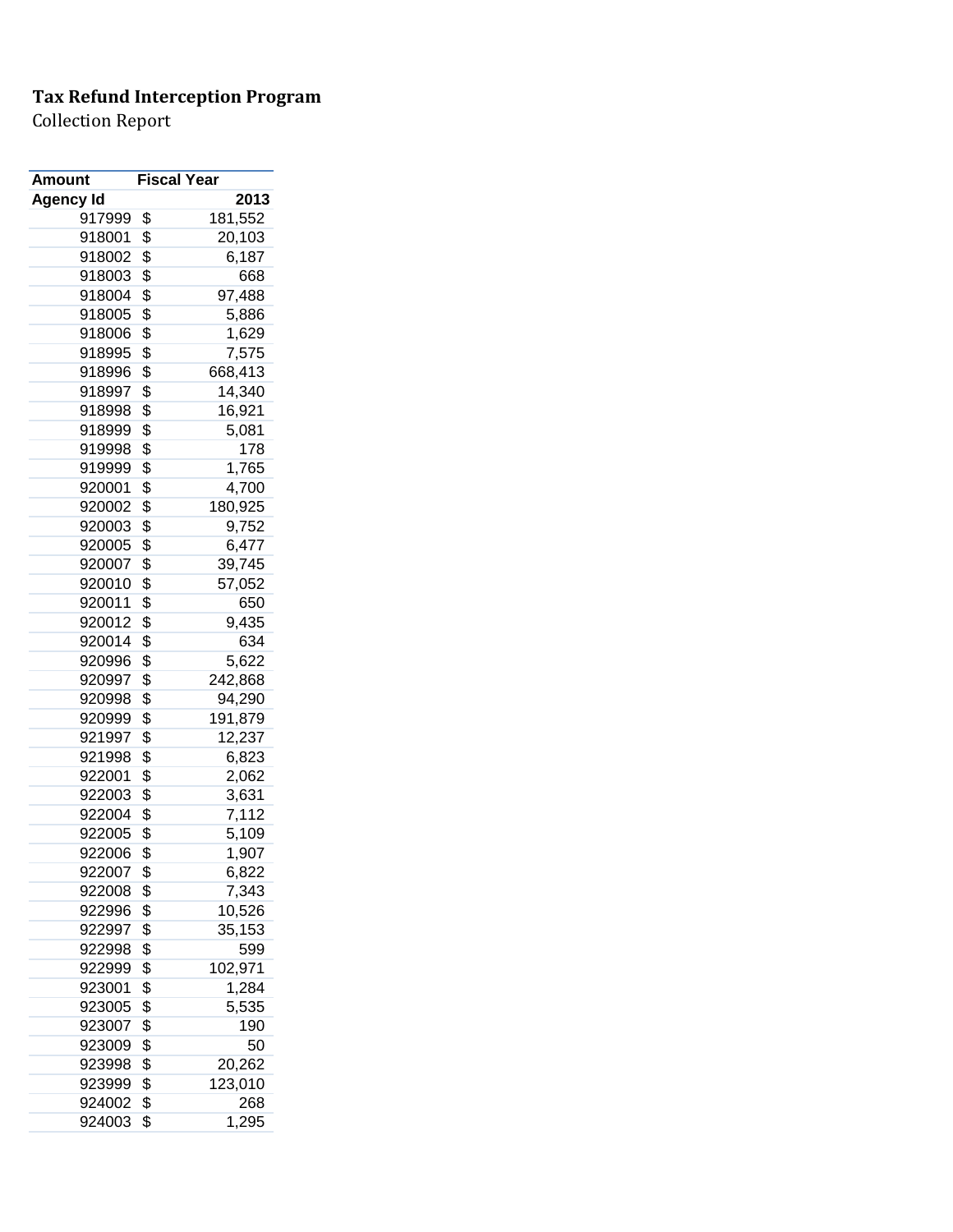**Tax Refund Interception Program**

Collection Report

| Amount | Fiscal Year |
|---|---|
| Agency Id | 2013 |
| 917999 | $ 181,552 |
| 918001 | $ 20,103 |
| 918002 | $ 6,187 |
| 918003 | $ 668 |
| 918004 | $ 97,488 |
| 918005 | $ 5,886 |
| 918006 | $ 1,629 |
| 918995 | $ 7,575 |
| 918996 | $ 668,413 |
| 918997 | $ 14,340 |
| 918998 | $ 16,921 |
| 918999 | $ 5,081 |
| 919998 | $ 178 |
| 919999 | $ 1,765 |
| 920001 | $ 4,700 |
| 920002 | $ 180,925 |
| 920003 | $ 9,752 |
| 920005 | $ 6,477 |
| 920007 | $ 39,745 |
| 920010 | $ 57,052 |
| 920011 | $ 650 |
| 920012 | $ 9,435 |
| 920014 | $ 634 |
| 920996 | $ 5,622 |
| 920997 | $ 242,868 |
| 920998 | $ 94,290 |
| 920999 | $ 191,879 |
| 921997 | $ 12,237 |
| 921998 | $ 6,823 |
| 922001 | $ 2,062 |
| 922003 | $ 3,631 |
| 922004 | $ 7,112 |
| 922005 | $ 5,109 |
| 922006 | $ 1,907 |
| 922007 | $ 6,822 |
| 922008 | $ 7,343 |
| 922996 | $ 10,526 |
| 922997 | $ 35,153 |
| 922998 | $ 599 |
| 922999 | $ 102,971 |
| 923001 | $ 1,284 |
| 923005 | $ 5,535 |
| 923007 | $ 190 |
| 923009 | $ 50 |
| 923998 | $ 20,262 |
| 923999 | $ 123,010 |
| 924002 | $ 268 |
| 924003 | $ 1,295 |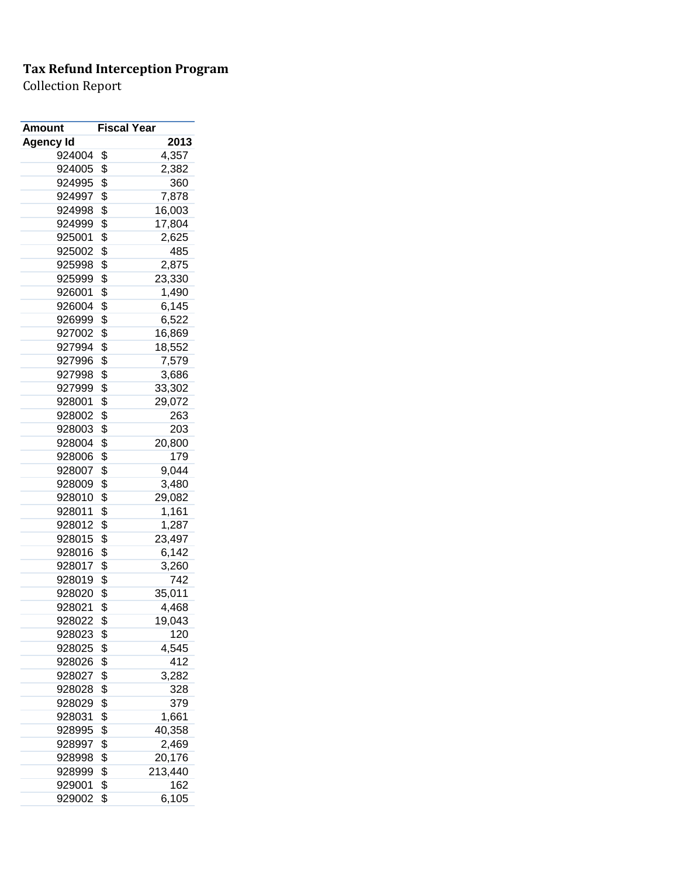**Tax Refund Interception Program**

Collection Report

| Amount | Fiscal Year |
|---|---|
| Agency Id | 2013 |
| 924004 | $ 4,357 |
| 924005 | $ 2,382 |
| 924995 | $ 360 |
| 924997 | $ 7,878 |
| 924998 | $ 16,003 |
| 924999 | $ 17,804 |
| 925001 | $ 2,625 |
| 925002 | $ 485 |
| 925998 | $ 2,875 |
| 925999 | $ 23,330 |
| 926001 | $ 1,490 |
| 926004 | $ 6,145 |
| 926999 | $ 6,522 |
| 927002 | $ 16,869 |
| 927994 | $ 18,552 |
| 927996 | $ 7,579 |
| 927998 | $ 3,686 |
| 927999 | $ 33,302 |
| 928001 | $ 29,072 |
| 928002 | $ 263 |
| 928003 | $ 203 |
| 928004 | $ 20,800 |
| 928006 | $ 179 |
| 928007 | $ 9,044 |
| 928009 | $ 3,480 |
| 928010 | $ 29,082 |
| 928011 | $ 1,161 |
| 928012 | $ 1,287 |
| 928015 | $ 23,497 |
| 928016 | $ 6,142 |
| 928017 | $ 3,260 |
| 928019 | $ 742 |
| 928020 | $ 35,011 |
| 928021 | $ 4,468 |
| 928022 | $ 19,043 |
| 928023 | $ 120 |
| 928025 | $ 4,545 |
| 928026 | $ 412 |
| 928027 | $ 3,282 |
| 928028 | $ 328 |
| 928029 | $ 379 |
| 928031 | $ 1,661 |
| 928995 | $ 40,358 |
| 928997 | $ 2,469 |
| 928998 | $ 20,176 |
| 928999 | $ 213,440 |
| 929001 | $ 162 |
| 929002 | $ 6,105 |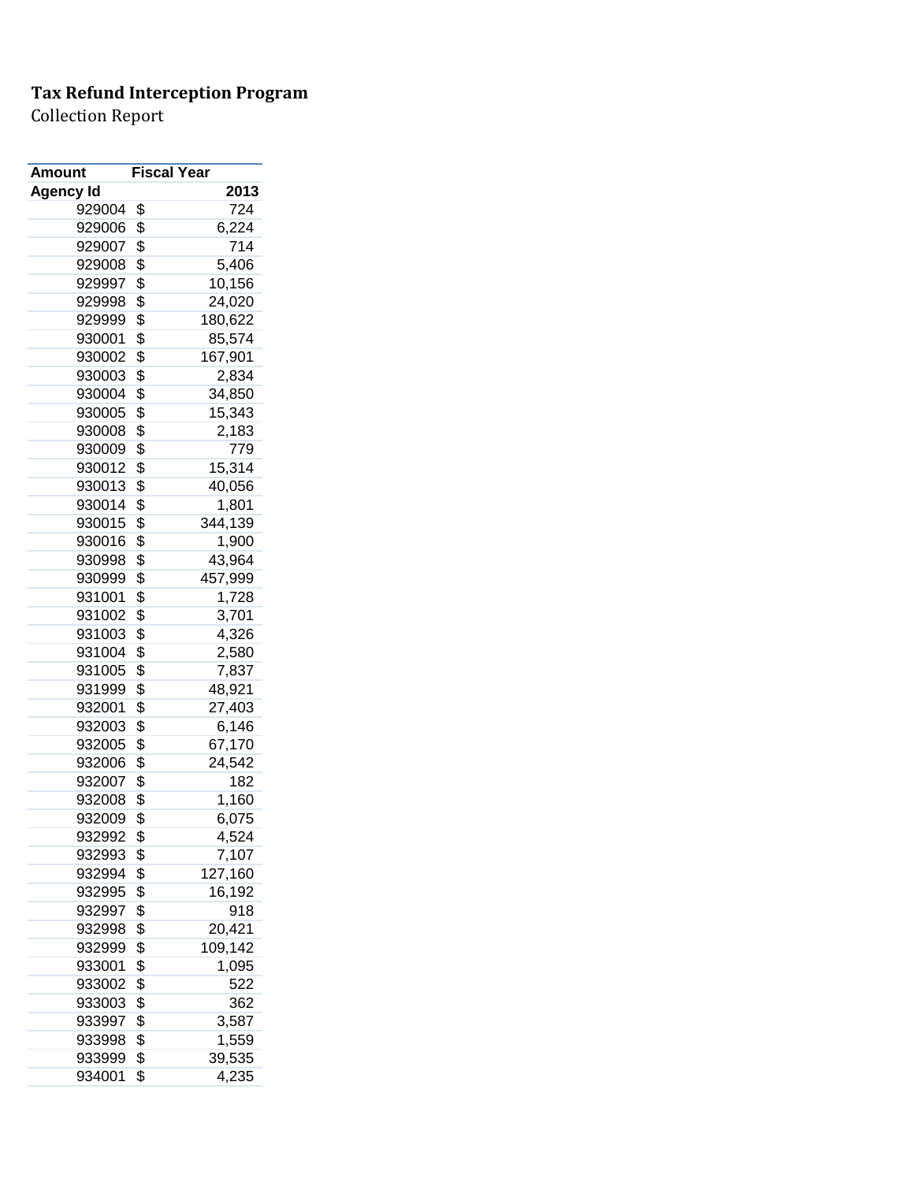**Tax Refund Interception Program**
Collection Report

| Amount | Fiscal Year |
|---|---|
| Agency Id | 2013 |
| 929004 | $ 724 |
| 929006 | $ 6,224 |
| 929007 | $ 714 |
| 929008 | $ 5,406 |
| 929997 | $ 10,156 |
| 929998 | $ 24,020 |
| 929999 | $ 180,622 |
| 930001 | $ 85,574 |
| 930002 | $ 167,901 |
| 930003 | $ 2,834 |
| 930004 | $ 34,850 |
| 930005 | $ 15,343 |
| 930008 | $ 2,183 |
| 930009 | $ 779 |
| 930012 | $ 15,314 |
| 930013 | $ 40,056 |
| 930014 | $ 1,801 |
| 930015 | $ 344,139 |
| 930016 | $ 1,900 |
| 930998 | $ 43,964 |
| 930999 | $ 457,999 |
| 931001 | $ 1,728 |
| 931002 | $ 3,701 |
| 931003 | $ 4,326 |
| 931004 | $ 2,580 |
| 931005 | $ 7,837 |
| 931999 | $ 48,921 |
| 932001 | $ 27,403 |
| 932003 | $ 6,146 |
| 932005 | $ 67,170 |
| 932006 | $ 24,542 |
| 932007 | $ 182 |
| 932008 | $ 1,160 |
| 932009 | $ 6,075 |
| 932992 | $ 4,524 |
| 932993 | $ 7,107 |
| 932994 | $ 127,160 |
| 932995 | $ 16,192 |
| 932997 | $ 918 |
| 932998 | $ 20,421 |
| 932999 | $ 109,142 |
| 933001 | $ 1,095 |
| 933002 | $ 522 |
| 933003 | $ 362 |
| 933997 | $ 3,587 |
| 933998 | $ 1,559 |
| 933999 | $ 39,535 |
| 934001 | $ 4,235 |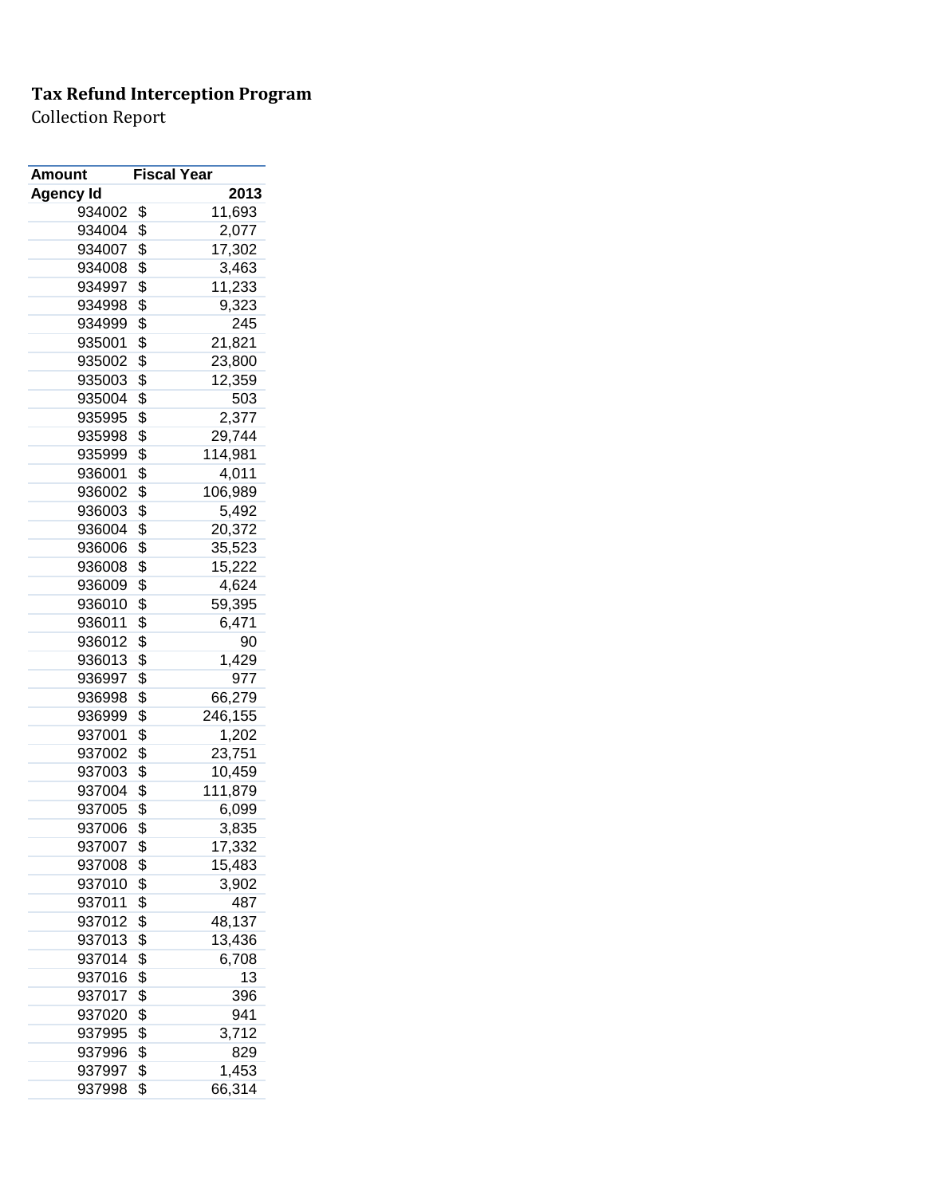**Tax Refund Interception Program**

Collection Report

| Amount | Fiscal Year |
|---|---|
| **Agency Id** | **2013** |
| 934002 | $ 11,693 |
| 934004 | $ 2,077 |
| 934007 | $ 17,302 |
| 934008 | $ 3,463 |
| 934997 | $ 11,233 |
| 934998 | $ 9,323 |
| 934999 | $ 245 |
| 935001 | $ 21,821 |
| 935002 | $ 23,800 |
| 935003 | $ 12,359 |
| 935004 | $ 503 |
| 935995 | $ 2,377 |
| 935998 | $ 29,744 |
| 935999 | $ 114,981 |
| 936001 | $ 4,011 |
| 936002 | $ 106,989 |
| 936003 | $ 5,492 |
| 936004 | $ 20,372 |
| 936006 | $ 35,523 |
| 936008 | $ 15,222 |
| 936009 | $ 4,624 |
| 936010 | $ 59,395 |
| 936011 | $ 6,471 |
| 936012 | $ 90 |
| 936013 | $ 1,429 |
| 936997 | $ 977 |
| 936998 | $ 66,279 |
| 936999 | $ 246,155 |
| 937001 | $ 1,202 |
| 937002 | $ 23,751 |
| 937003 | $ 10,459 |
| 937004 | $ 111,879 |
| 937005 | $ 6,099 |
| 937006 | $ 3,835 |
| 937007 | $ 17,332 |
| 937008 | $ 15,483 |
| 937010 | $ 3,902 |
| 937011 | $ 487 |
| 937012 | $ 48,137 |
| 937013 | $ 13,436 |
| 937014 | $ 6,708 |
| 937016 | $ 13 |
| 937017 | $ 396 |
| 937020 | $ 941 |
| 937995 | $ 3,712 |
| 937996 | $ 829 |
| 937997 | $ 1,453 |
| 937998 | $ 66,314 |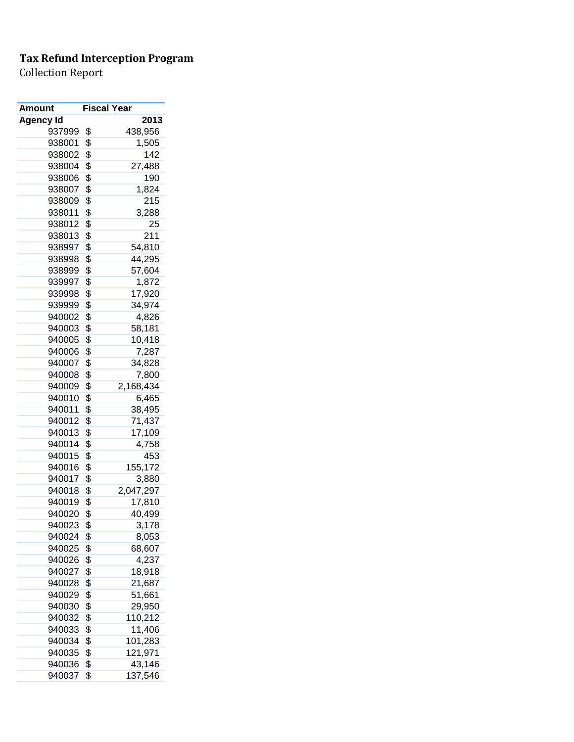**Tax Refund Interception Program**

Collection Report

| Amount | Fiscal Year |
|---|---|
| Agency Id | 2013 |
| 937999 | $ 438,956 |
| 938001 | $ 1,505 |
| 938002 | $ 142 |
| 938004 | $ 27,488 |
| 938006 | $ 190 |
| 938007 | $ 1,824 |
| 938009 | $ 215 |
| 938011 | $ 3,288 |
| 938012 | $ 25 |
| 938013 | $ 211 |
| 938997 | $ 54,810 |
| 938998 | $ 44,295 |
| 938999 | $ 57,604 |
| 939997 | $ 1,872 |
| 939998 | $ 17,920 |
| 939999 | $ 34,974 |
| 940002 | $ 4,826 |
| 940003 | $ 58,181 |
| 940005 | $ 10,418 |
| 940006 | $ 7,287 |
| 940007 | $ 34,828 |
| 940008 | $ 7,800 |
| 940009 | $ 2,168,434 |
| 940010 | $ 6,465 |
| 940011 | $ 38,495 |
| 940012 | $ 71,437 |
| 940013 | $ 17,109 |
| 940014 | $ 4,758 |
| 940015 | $ 453 |
| 940016 | $ 155,172 |
| 940017 | $ 3,880 |
| 940018 | $ 2,047,297 |
| 940019 | $ 17,810 |
| 940020 | $ 40,499 |
| 940023 | $ 3,178 |
| 940024 | $ 8,053 |
| 940025 | $ 68,607 |
| 940026 | $ 4,237 |
| 940027 | $ 18,918 |
| 940028 | $ 21,687 |
| 940029 | $ 51,661 |
| 940030 | $ 29,950 |
| 940032 | $ 110,212 |
| 940033 | $ 11,406 |
| 940034 | $ 101,283 |
| 940035 | $ 121,971 |
| 940036 | $ 43,146 |
| 940037 | $ 137,546 |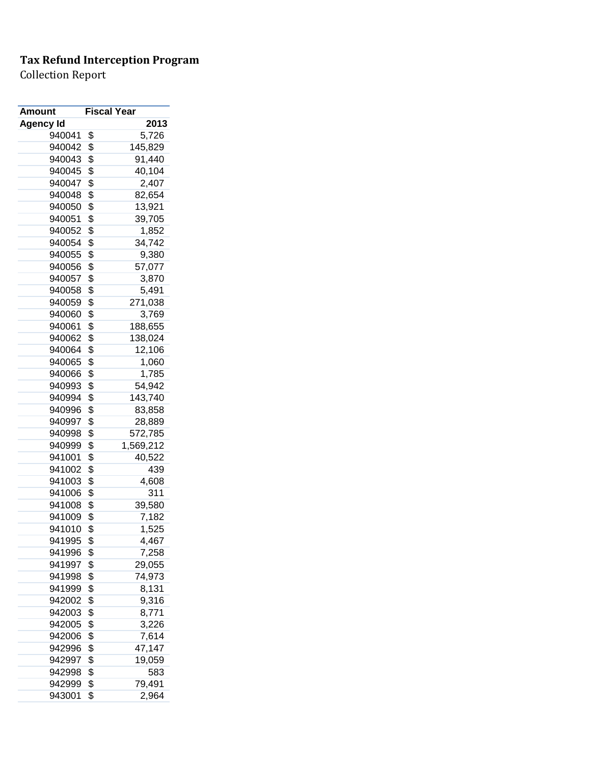**Tax Refund Interception Program**

Collection Report

| Amount | Fiscal Year |
|---|---|
| Agency Id | 2013 |
| 940041 | $ 5,726 |
| 940042 | $ 145,829 |
| 940043 | $ 91,440 |
| 940045 | $ 40,104 |
| 940047 | $ 2,407 |
| 940048 | $ 82,654 |
| 940050 | $ 13,921 |
| 940051 | $ 39,705 |
| 940052 | $ 1,852 |
| 940054 | $ 34,742 |
| 940055 | $ 9,380 |
| 940056 | $ 57,077 |
| 940057 | $ 3,870 |
| 940058 | $ 5,491 |
| 940059 | $ 271,038 |
| 940060 | $ 3,769 |
| 940061 | $ 188,655 |
| 940062 | $ 138,024 |
| 940064 | $ 12,106 |
| 940065 | $ 1,060 |
| 940066 | $ 1,785 |
| 940993 | $ 54,942 |
| 940994 | $ 143,740 |
| 940996 | $ 83,858 |
| 940997 | $ 28,889 |
| 940998 | $ 572,785 |
| 940999 | $ 1,569,212 |
| 941001 | $ 40,522 |
| 941002 | $ 439 |
| 941003 | $ 4,608 |
| 941006 | $ 311 |
| 941008 | $ 39,580 |
| 941009 | $ 7,182 |
| 941010 | $ 1,525 |
| 941995 | $ 4,467 |
| 941996 | $ 7,258 |
| 941997 | $ 29,055 |
| 941998 | $ 74,973 |
| 941999 | $ 8,131 |
| 942002 | $ 9,316 |
| 942003 | $ 8,771 |
| 942005 | $ 3,226 |
| 942006 | $ 7,614 |
| 942996 | $ 47,147 |
| 942997 | $ 19,059 |
| 942998 | $ 583 |
| 942999 | $ 79,491 |
| 943001 | $ 2,964 |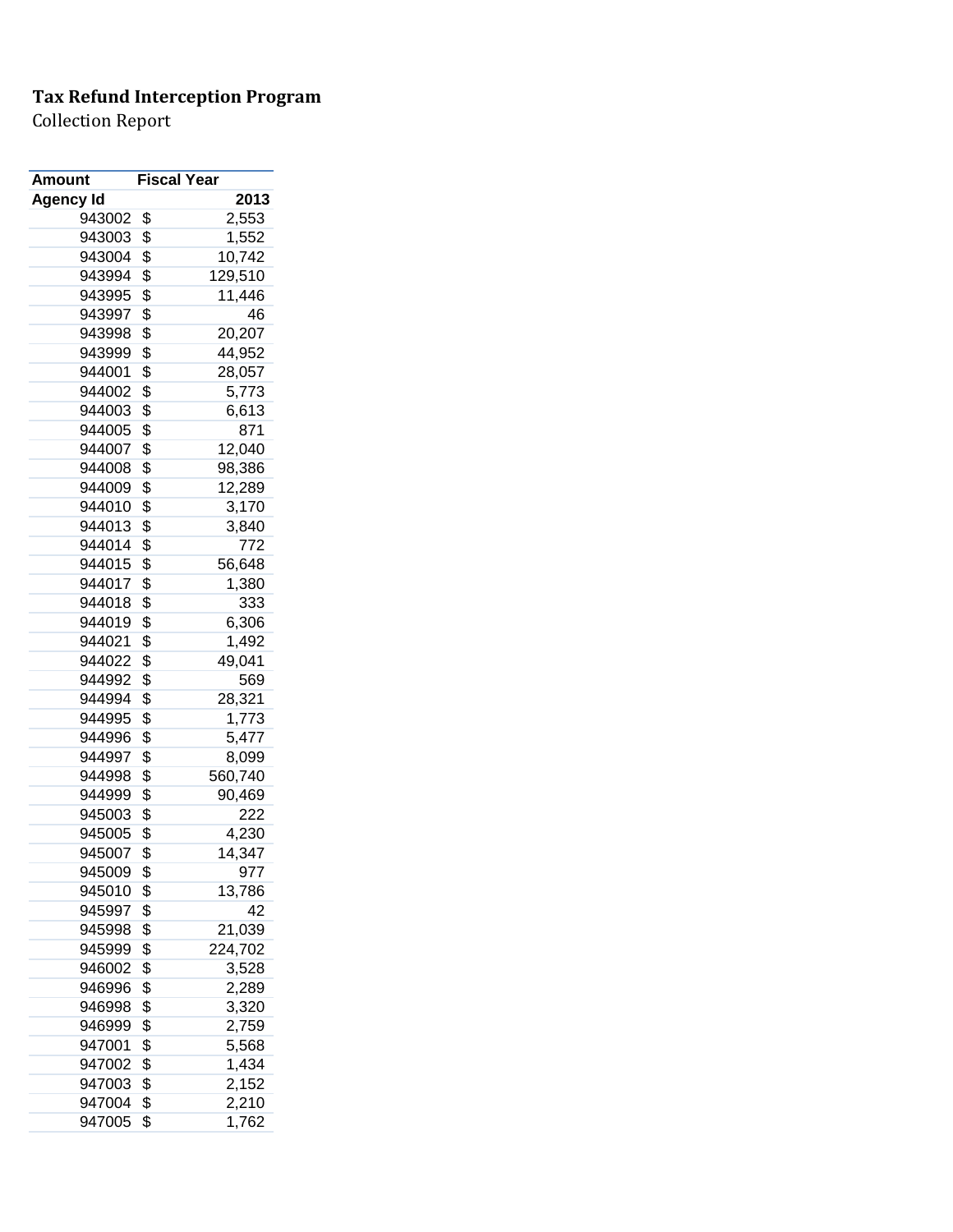**Tax Refund Interception Program**

Collection Report

| Amount | Fiscal Year | |
|---|---|---|
| Agency Id | | 2013 |
| 943002 | $ | 2,553 |
| 943003 | $ | 1,552 |
| 943004 | $ | 10,742 |
| 943994 | $ | 129,510 |
| 943995 | $ | 11,446 |
| 943997 | $ | 46 |
| 943998 | $ | 20,207 |
| 943999 | $ | 44,952 |
| 944001 | $ | 28,057 |
| 944002 | $ | 5,773 |
| 944003 | $ | 6,613 |
| 944005 | $ | 871 |
| 944007 | $ | 12,040 |
| 944008 | $ | 98,386 |
| 944009 | $ | 12,289 |
| 944010 | $ | 3,170 |
| 944013 | $ | 3,840 |
| 944014 | $ | 772 |
| 944015 | $ | 56,648 |
| 944017 | $ | 1,380 |
| 944018 | $ | 333 |
| 944019 | $ | 6,306 |
| 944021 | $ | 1,492 |
| 944022 | $ | 49,041 |
| 944992 | $ | 569 |
| 944994 | $ | 28,321 |
| 944995 | $ | 1,773 |
| 944996 | $ | 5,477 |
| 944997 | $ | 8,099 |
| 944998 | $ | 560,740 |
| 944999 | $ | 90,469 |
| 945003 | $ | 222 |
| 945005 | $ | 4,230 |
| 945007 | $ | 14,347 |
| 945009 | $ | 977 |
| 945010 | $ | 13,786 |
| 945997 | $ | 42 |
| 945998 | $ | 21,039 |
| 945999 | $ | 224,702 |
| 946002 | $ | 3,528 |
| 946996 | $ | 2,289 |
| 946998 | $ | 3,320 |
| 946999 | $ | 2,759 |
| 947001 | $ | 5,568 |
| 947002 | $ | 1,434 |
| 947003 | $ | 2,152 |
| 947004 | $ | 2,210 |
| 947005 | $ | 1,762 |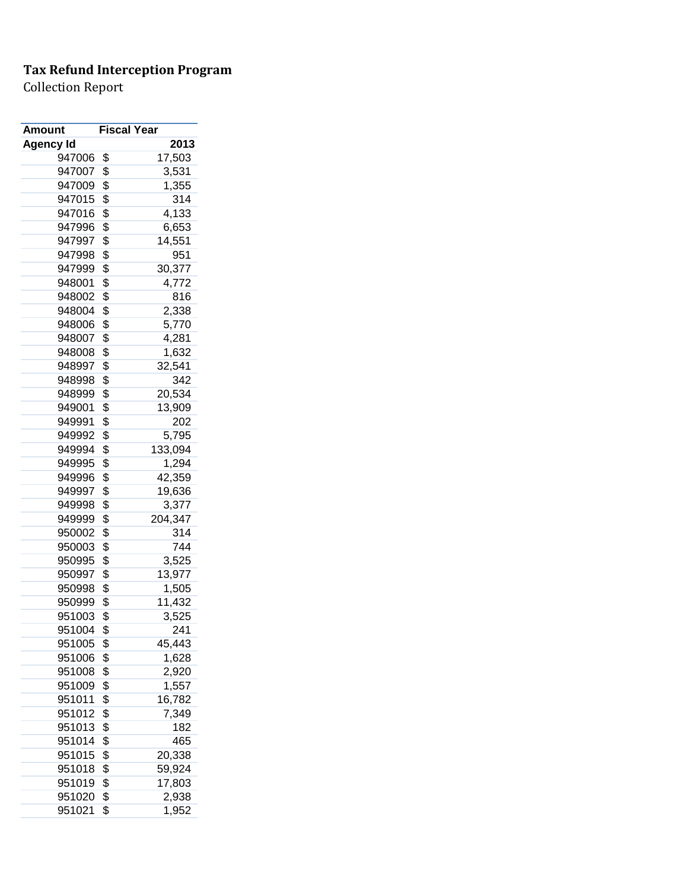**Tax Refund Interception Program**

Collection Report

| Amount | Fiscal Year |
|---|---|
| **Agency Id** | **2013** |
| 947006 | $ 17,503 |
| 947007 | $ 3,531 |
| 947009 | $ 1,355 |
| 947015 | $ 314 |
| 947016 | $ 4,133 |
| 947996 | $ 6,653 |
| 947997 | $ 14,551 |
| 947998 | $ 951 |
| 947999 | $ 30,377 |
| 948001 | $ 4,772 |
| 948002 | $ 816 |
| 948004 | $ 2,338 |
| 948006 | $ 5,770 |
| 948007 | $ 4,281 |
| 948008 | $ 1,632 |
| 948997 | $ 32,541 |
| 948998 | $ 342 |
| 948999 | $ 20,534 |
| 949001 | $ 13,909 |
| 949991 | $ 202 |
| 949992 | $ 5,795 |
| 949994 | $ 133,094 |
| 949995 | $ 1,294 |
| 949996 | $ 42,359 |
| 949997 | $ 19,636 |
| 949998 | $ 3,377 |
| 949999 | $ 204,347 |
| 950002 | $ 314 |
| 950003 | $ 744 |
| 950995 | $ 3,525 |
| 950997 | $ 13,977 |
| 950998 | $ 1,505 |
| 950999 | $ 11,432 |
| 951003 | $ 3,525 |
| 951004 | $ 241 |
| 951005 | $ 45,443 |
| 951006 | $ 1,628 |
| 951008 | $ 2,920 |
| 951009 | $ 1,557 |
| 951011 | $ 16,782 |
| 951012 | $ 7,349 |
| 951013 | $ 182 |
| 951014 | $ 465 |
| 951015 | $ 20,338 |
| 951018 | $ 59,924 |
| 951019 | $ 17,803 |
| 951020 | $ 2,938 |
| 951021 | $ 1,952 |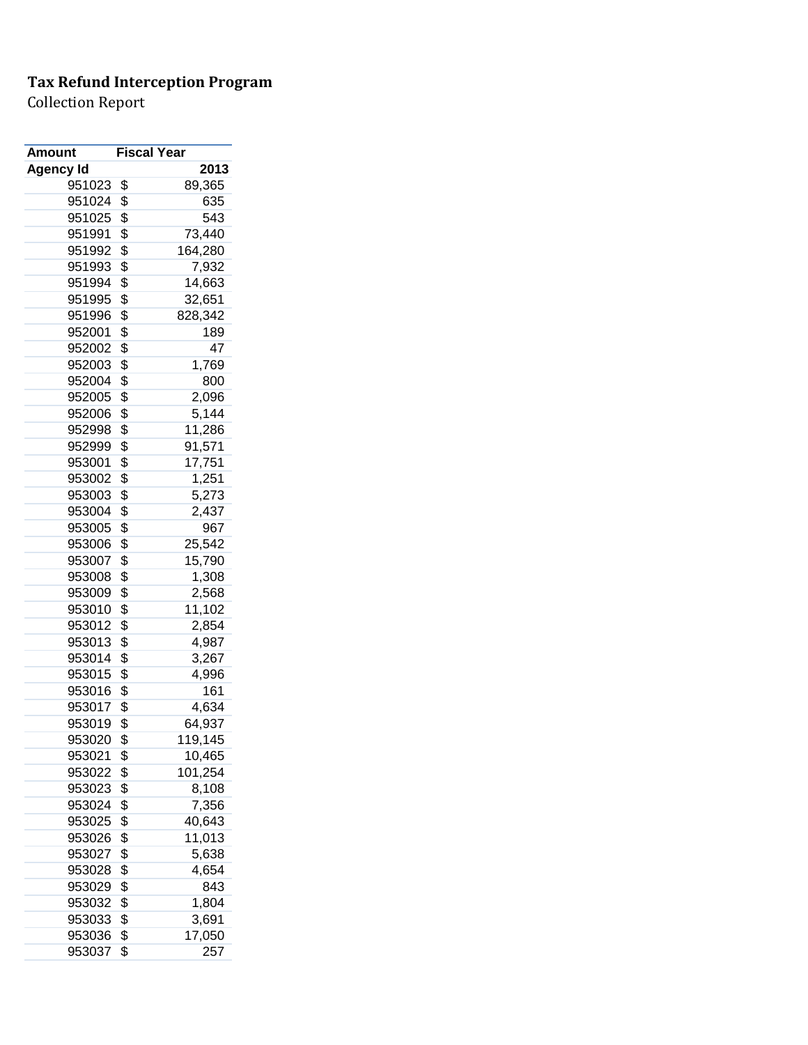**Tax Refund Interception Program**

Collection Report

| Amount | Fiscal Year |
|---|---|
| Agency Id | 2013 |
| 951023 | $ 89,365 |
| 951024 | $ 635 |
| 951025 | $ 543 |
| 951991 | $ 73,440 |
| 951992 | $ 164,280 |
| 951993 | $ 7,932 |
| 951994 | $ 14,663 |
| 951995 | $ 32,651 |
| 951996 | $ 828,342 |
| 952001 | $ 189 |
| 952002 | $ 47 |
| 952003 | $ 1,769 |
| 952004 | $ 800 |
| 952005 | $ 2,096 |
| 952006 | $ 5,144 |
| 952998 | $ 11,286 |
| 952999 | $ 91,571 |
| 953001 | $ 17,751 |
| 953002 | $ 1,251 |
| 953003 | $ 5,273 |
| 953004 | $ 2,437 |
| 953005 | $ 967 |
| 953006 | $ 25,542 |
| 953007 | $ 15,790 |
| 953008 | $ 1,308 |
| 953009 | $ 2,568 |
| 953010 | $ 11,102 |
| 953012 | $ 2,854 |
| 953013 | $ 4,987 |
| 953014 | $ 3,267 |
| 953015 | $ 4,996 |
| 953016 | $ 161 |
| 953017 | $ 4,634 |
| 953019 | $ 64,937 |
| 953020 | $ 119,145 |
| 953021 | $ 10,465 |
| 953022 | $ 101,254 |
| 953023 | $ 8,108 |
| 953024 | $ 7,356 |
| 953025 | $ 40,643 |
| 953026 | $ 11,013 |
| 953027 | $ 5,638 |
| 953028 | $ 4,654 |
| 953029 | $ 843 |
| 953032 | $ 1,804 |
| 953033 | $ 3,691 |
| 953036 | $ 17,050 |
| 953037 | $ 257 |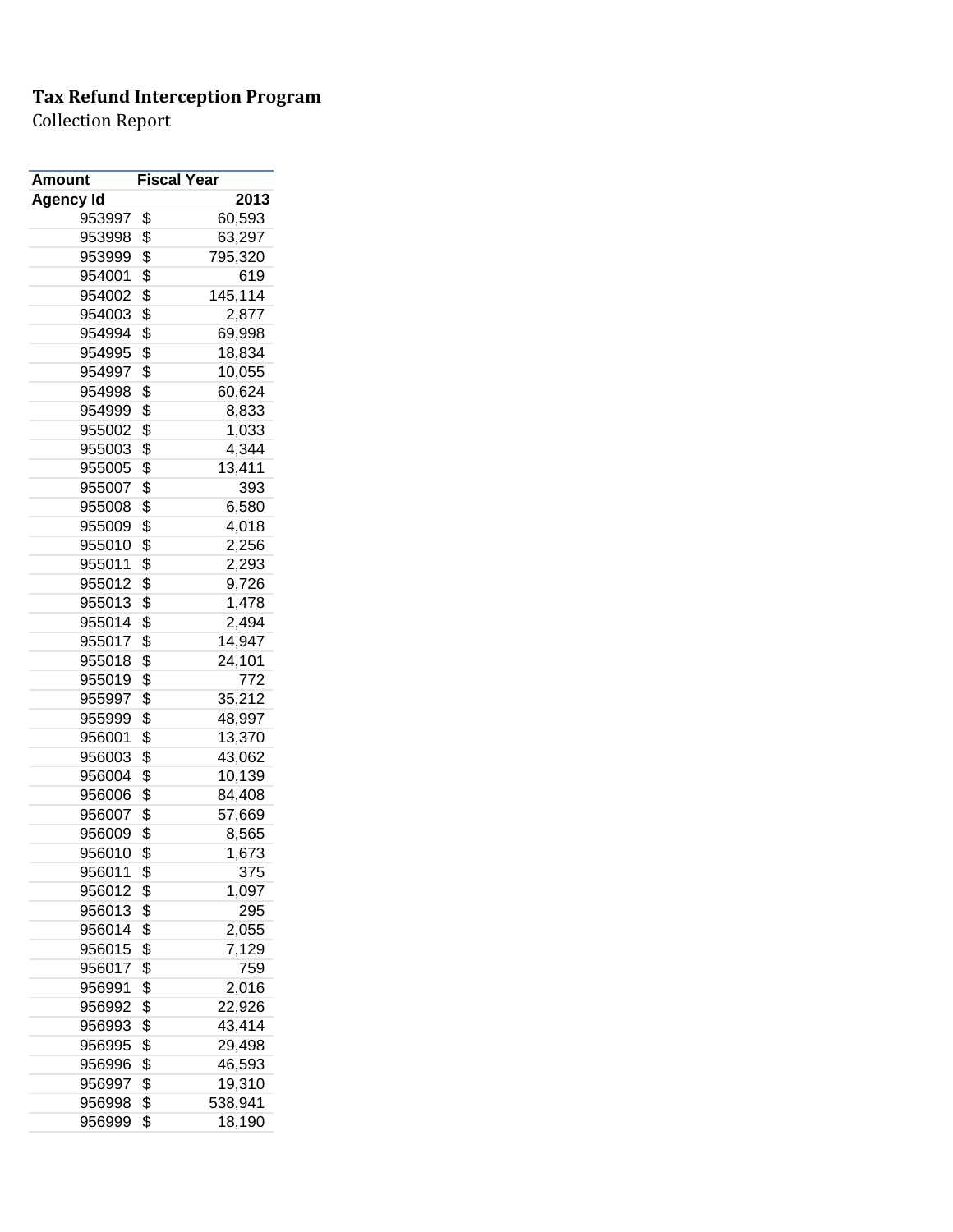**Tax Refund Interception Program**

Collection Report

| Amount | Fiscal Year |
|---|---|
| Agency Id | 2013 |
| 953997 | $ 60,593 |
| 953998 | $ 63,297 |
| 953999 | $ 795,320 |
| 954001 | $ 619 |
| 954002 | $ 145,114 |
| 954003 | $ 2,877 |
| 954994 | $ 69,998 |
| 954995 | $ 18,834 |
| 954997 | $ 10,055 |
| 954998 | $ 60,624 |
| 954999 | $ 8,833 |
| 955002 | $ 1,033 |
| 955003 | $ 4,344 |
| 955005 | $ 13,411 |
| 955007 | $ 393 |
| 955008 | $ 6,580 |
| 955009 | $ 4,018 |
| 955010 | $ 2,256 |
| 955011 | $ 2,293 |
| 955012 | $ 9,726 |
| 955013 | $ 1,478 |
| 955014 | $ 2,494 |
| 955017 | $ 14,947 |
| 955018 | $ 24,101 |
| 955019 | $ 772 |
| 955997 | $ 35,212 |
| 955999 | $ 48,997 |
| 956001 | $ 13,370 |
| 956003 | $ 43,062 |
| 956004 | $ 10,139 |
| 956006 | $ 84,408 |
| 956007 | $ 57,669 |
| 956009 | $ 8,565 |
| 956010 | $ 1,673 |
| 956011 | $ 375 |
| 956012 | $ 1,097 |
| 956013 | $ 295 |
| 956014 | $ 2,055 |
| 956015 | $ 7,129 |
| 956017 | $ 759 |
| 956991 | $ 2,016 |
| 956992 | $ 22,926 |
| 956993 | $ 43,414 |
| 956995 | $ 29,498 |
| 956996 | $ 46,593 |
| 956997 | $ 19,310 |
| 956998 | $ 538,941 |
| 956999 | $ 18,190 |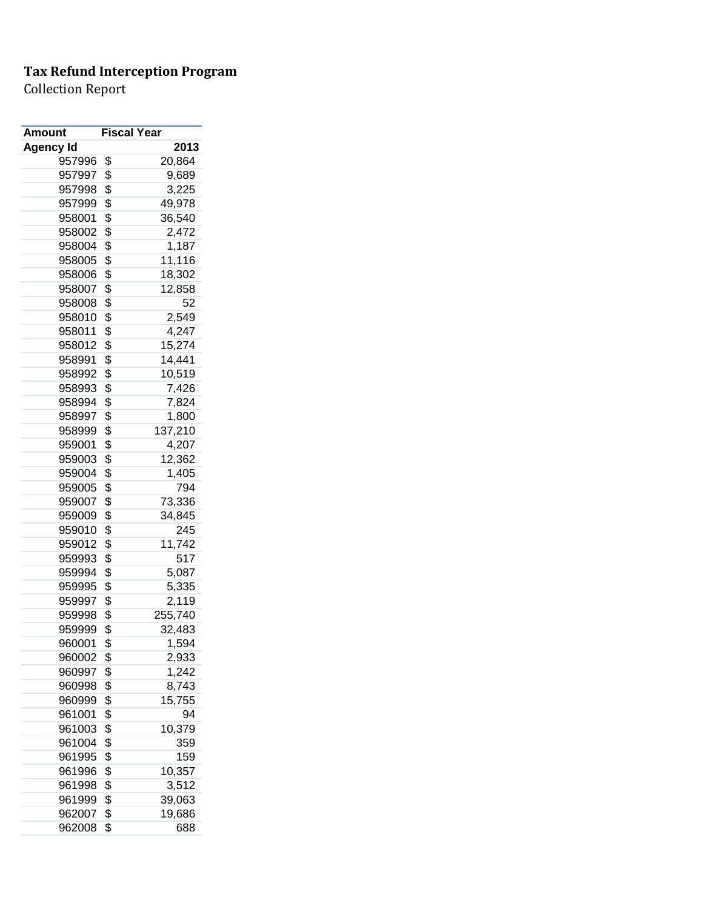**Tax Refund Interception Program**

Collection Report

| Amount | Fiscal Year |
| --- | --- |
| Agency Id | 2013 |
| 957996 | $ 20,864 |
| 957997 | $ 9,689 |
| 957998 | $ 3,225 |
| 957999 | $ 49,978 |
| 958001 | $ 36,540 |
| 958002 | $ 2,472 |
| 958004 | $ 1,187 |
| 958005 | $ 11,116 |
| 958006 | $ 18,302 |
| 958007 | $ 12,858 |
| 958008 | $ 52 |
| 958010 | $ 2,549 |
| 958011 | $ 4,247 |
| 958012 | $ 15,274 |
| 958991 | $ 14,441 |
| 958992 | $ 10,519 |
| 958993 | $ 7,426 |
| 958994 | $ 7,824 |
| 958997 | $ 1,800 |
| 958999 | $ 137,210 |
| 959001 | $ 4,207 |
| 959003 | $ 12,362 |
| 959004 | $ 1,405 |
| 959005 | $ 794 |
| 959007 | $ 73,336 |
| 959009 | $ 34,845 |
| 959010 | $ 245 |
| 959012 | $ 11,742 |
| 959993 | $ 517 |
| 959994 | $ 5,087 |
| 959995 | $ 5,335 |
| 959997 | $ 2,119 |
| 959998 | $ 255,740 |
| 959999 | $ 32,483 |
| 960001 | $ 1,594 |
| 960002 | $ 2,933 |
| 960997 | $ 1,242 |
| 960998 | $ 8,743 |
| 960999 | $ 15,755 |
| 961001 | $ 94 |
| 961003 | $ 10,379 |
| 961004 | $ 359 |
| 961995 | $ 159 |
| 961996 | $ 10,357 |
| 961998 | $ 3,512 |
| 961999 | $ 39,063 |
| 962007 | $ 19,686 |
| 962008 | $ 688 |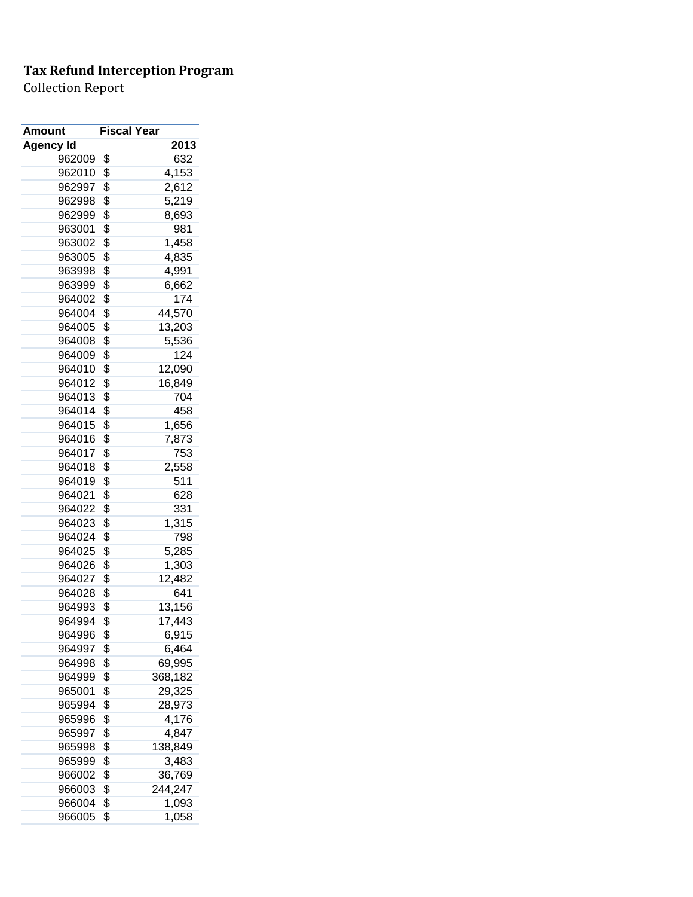**Tax Refund Interception Program**

Collection Report

| Amount | Fiscal Year |
|---|---|
| Agency Id | 2013 |
| 962009 | $ 632 |
| 962010 | $ 4,153 |
| 962997 | $ 2,612 |
| 962998 | $ 5,219 |
| 962999 | $ 8,693 |
| 963001 | $ 981 |
| 963002 | $ 1,458 |
| 963005 | $ 4,835 |
| 963998 | $ 4,991 |
| 963999 | $ 6,662 |
| 964002 | $ 174 |
| 964004 | $ 44,570 |
| 964005 | $ 13,203 |
| 964008 | $ 5,536 |
| 964009 | $ 124 |
| 964010 | $ 12,090 |
| 964012 | $ 16,849 |
| 964013 | $ 704 |
| 964014 | $ 458 |
| 964015 | $ 1,656 |
| 964016 | $ 7,873 |
| 964017 | $ 753 |
| 964018 | $ 2,558 |
| 964019 | $ 511 |
| 964021 | $ 628 |
| 964022 | $ 331 |
| 964023 | $ 1,315 |
| 964024 | $ 798 |
| 964025 | $ 5,285 |
| 964026 | $ 1,303 |
| 964027 | $ 12,482 |
| 964028 | $ 641 |
| 964993 | $ 13,156 |
| 964994 | $ 17,443 |
| 964996 | $ 6,915 |
| 964997 | $ 6,464 |
| 964998 | $ 69,995 |
| 964999 | $ 368,182 |
| 965001 | $ 29,325 |
| 965994 | $ 28,973 |
| 965996 | $ 4,176 |
| 965997 | $ 4,847 |
| 965998 | $ 138,849 |
| 965999 | $ 3,483 |
| 966002 | $ 36,769 |
| 966003 | $ 244,247 |
| 966004 | $ 1,093 |
| 966005 | $ 1,058 |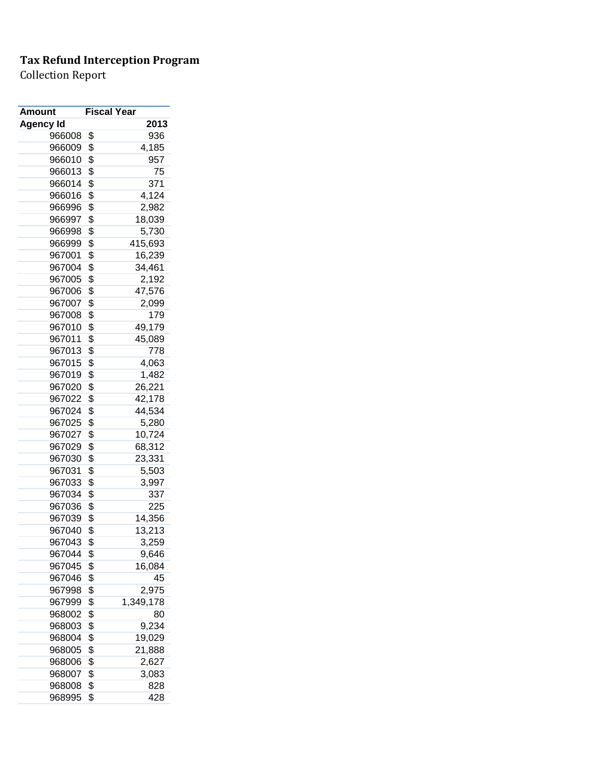**Tax Refund Interception Program**

Collection Report

| Amount | Fiscal Year |
|---|---|
| Agency Id | 2013 |
| 966008 | $ 936 |
| 966009 | $ 4,185 |
| 966010 | $ 957 |
| 966013 | $ 75 |
| 966014 | $ 371 |
| 966016 | $ 4,124 |
| 966996 | $ 2,982 |
| 966997 | $ 18,039 |
| 966998 | $ 5,730 |
| 966999 | $ 415,693 |
| 967001 | $ 16,239 |
| 967004 | $ 34,461 |
| 967005 | $ 2,192 |
| 967006 | $ 47,576 |
| 967007 | $ 2,099 |
| 967008 | $ 179 |
| 967010 | $ 49,179 |
| 967011 | $ 45,089 |
| 967013 | $ 778 |
| 967015 | $ 4,063 |
| 967019 | $ 1,482 |
| 967020 | $ 26,221 |
| 967022 | $ 42,178 |
| 967024 | $ 44,534 |
| 967025 | $ 5,280 |
| 967027 | $ 10,724 |
| 967029 | $ 68,312 |
| 967030 | $ 23,331 |
| 967031 | $ 5,503 |
| 967033 | $ 3,997 |
| 967034 | $ 337 |
| 967036 | $ 225 |
| 967039 | $ 14,356 |
| 967040 | $ 13,213 |
| 967043 | $ 3,259 |
| 967044 | $ 9,646 |
| 967045 | $ 16,084 |
| 967046 | $ 45 |
| 967998 | $ 2,975 |
| 967999 | $ 1,349,178 |
| 968002 | $ 80 |
| 968003 | $ 9,234 |
| 968004 | $ 19,029 |
| 968005 | $ 21,888 |
| 968006 | $ 2,627 |
| 968007 | $ 3,083 |
| 968008 | $ 828 |
| 968995 | $ 428 |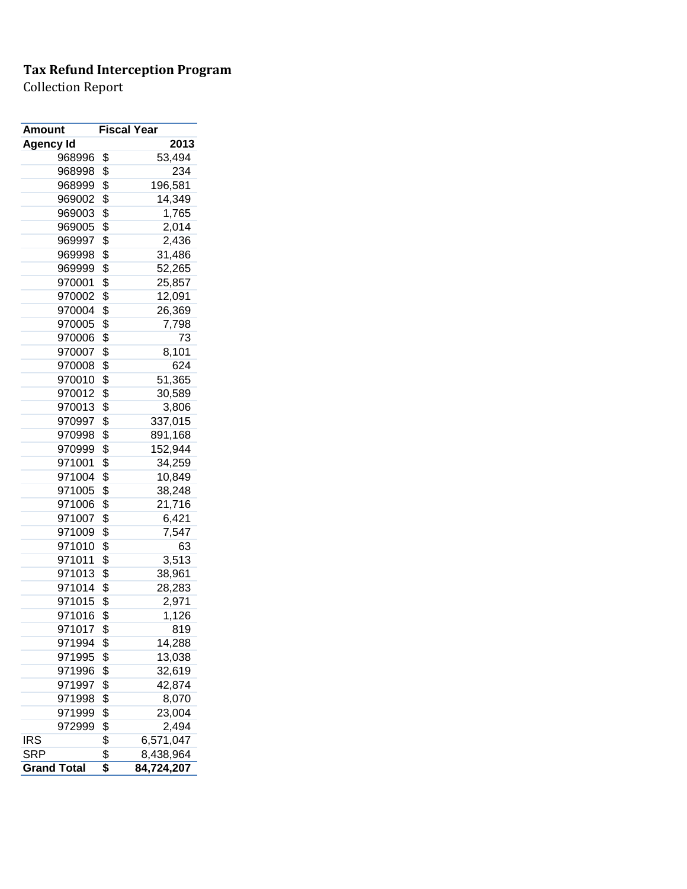**Tax Refund Interception Program**

Collection Report

| Amount | Fiscal Year |
|---|---|
| **Agency Id** | **2013** |
| 968996 | $ 53,494 |
| 968998 | $ 234 |
| 968999 | $ 196,581 |
| 969002 | $ 14,349 |
| 969003 | $ 1,765 |
| 969005 | $ 2,014 |
| 969997 | $ 2,436 |
| 969998 | $ 31,486 |
| 969999 | $ 52,265 |
| 970001 | $ 25,857 |
| 970002 | $ 12,091 |
| 970004 | $ 26,369 |
| 970005 | $ 7,798 |
| 970006 | $ 73 |
| 970007 | $ 8,101 |
| 970008 | $ 624 |
| 970010 | $ 51,365 |
| 970012 | $ 30,589 |
| 970013 | $ 3,806 |
| 970997 | $ 337,015 |
| 970998 | $ 891,168 |
| 970999 | $ 152,944 |
| 971001 | $ 34,259 |
| 971004 | $ 10,849 |
| 971005 | $ 38,248 |
| 971006 | $ 21,716 |
| 971007 | $ 6,421 |
| 971009 | $ 7,547 |
| 971010 | $ 63 |
| 971011 | $ 3,513 |
| 971013 | $ 38,961 |
| 971014 | $ 28,283 |
| 971015 | $ 2,971 |
| 971016 | $ 1,126 |
| 971017 | $ 819 |
| 971994 | $ 14,288 |
| 971995 | $ 13,038 |
| 971996 | $ 32,619 |
| 971997 | $ 42,874 |
| 971998 | $ 8,070 |
| 971999 | $ 23,004 |
| 972999 | $ 2,494 |
| IRS | $ 6,571,047 |
| SRP | $ 8,438,964 |
| **Grand Total** | **$ 84,724,207** |